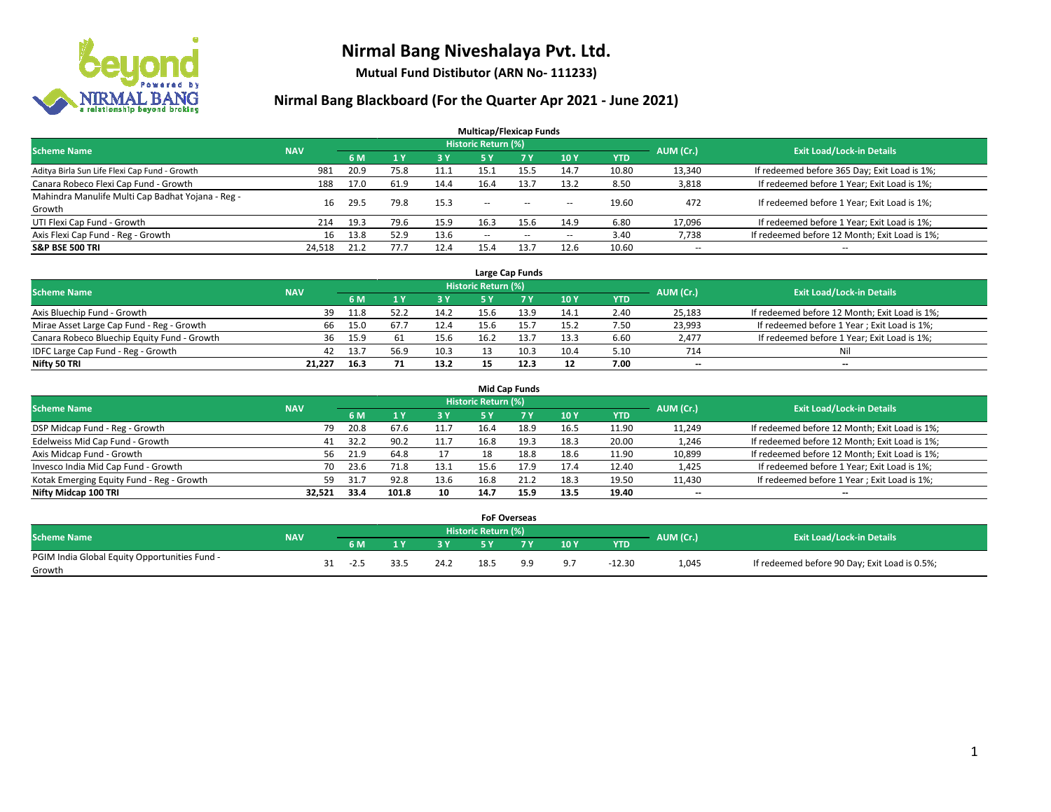# Nirmal Bang Niveshalaya Pvt. Ltd.

**Mutual Fund Distibutor (ARN No- 111233)**

## Nirmal Bang Blackboard (For the Quarter Apr 2021 - June 2021)

### Multicap/Flexicap Funds

| Scheme Name | NAV | Historic Return (%) | | | | | | | AUM (Cr.) | Exit Load/Lock-in Details |
|---|---|---|---|---|---|---|---|---|---|---|
| | | 6 M | 1 Y | 3 Y | 5 Y | 7 Y | 10 Y | YTD | | |
| Aditya Birla Sun Life Flexi Cap Fund - Growth | 981 | 20.9 | 75.8 | 11.1 | 15.1 | 15.5 | 14.7 | 10.80 | 13,340 | If redeemed before 365 Day; Exit Load is 1%; |
| Canara Robeco Flexi Cap Fund - Growth | 188 | 17.0 | 61.9 | 14.4 | 16.4 | 13.7 | 13.2 | 8.50 | 3,818 | If redeemed before 1 Year; Exit Load is 1%; |
| Mahindra Manulife Multi Cap Badhat Yojana - Reg - Growth | 16 | 29.5 | 79.8 | 15.3 | -- | -- | -- | 19.60 | 472 | If redeemed before 1 Year; Exit Load is 1%; |
| UTI Flexi Cap Fund - Growth | 214 | 19.3 | 79.6 | 15.9 | 16.3 | 15.6 | 14.9 | 6.80 | 17,096 | If redeemed before 1 Year; Exit Load is 1%; |
| Axis Flexi Cap Fund - Reg - Growth | 16 | 13.8 | 52.9 | 13.6 | -- | -- | -- | 3.40 | 7,738 | If redeemed before 12 Month; Exit Load is 1%; |
| **S&P BSE 500 TRI** | **24,518** | **21.2** | **77.7** | **12.4** | **15.4** | **13.7** | **12.6** | **10.60** | -- | -- |

### Large Cap Funds

| Scheme Name | NAV | Historic Return (%) | | | | | | | AUM (Cr.) | Exit Load/Lock-in Details |
|---|---|---|---|---|---|---|---|---|---|---|
| | | 6 M | 1 Y | 3 Y | 5 Y | 7 Y | 10 Y | YTD | | |
| Axis Bluechip Fund - Growth | 39 | 11.8 | 52.2 | 14.2 | 15.6 | 13.9 | 14.1 | 2.40 | 25,183 | If redeemed before 12 Month; Exit Load is 1%; |
| Mirae Asset Large Cap Fund - Reg - Growth | 66 | 15.0 | 67.7 | 12.4 | 15.6 | 15.7 | 15.2 | 7.50 | 23,993 | If redeemed before 1 Year ; Exit Load is 1%; |
| Canara Robeco Bluechip Equity Fund - Growth | 36 | 15.9 | 61 | 15.6 | 16.2 | 13.7 | 13.3 | 6.60 | 2,477 | If redeemed before 1 Year; Exit Load is 1%; |
| IDFC Large Cap Fund - Reg - Growth | 42 | 13.7 | 56.9 | 10.3 | 13 | 10.3 | 10.4 | 5.10 | 714 | Nil |
| **Nifty 50 TRI** | **21,227** | **16.3** | **71** | **13.2** | **15** | **12.3** | **12** | **7.00** | **--** | **--** |

### Mid Cap Funds

| Scheme Name | NAV | Historic Return (%) | | | | | | | AUM (Cr.) | Exit Load/Lock-in Details |
|---|---|---|---|---|---|---|---|---|---|---|
| | | 6 M | 1 Y | 3 Y | 5 Y | 7 Y | 10 Y | YTD | | |
| DSP Midcap Fund - Reg - Growth | 79 | 20.8 | 67.6 | 11.7 | 16.4 | 18.9 | 16.5 | 11.90 | 11,249 | If redeemed before 12 Month; Exit Load is 1%; |
| Edelweiss Mid Cap Fund - Growth | 41 | 32.2 | 90.2 | 11.7 | 16.8 | 19.3 | 18.3 | 20.00 | 1,246 | If redeemed before 12 Month; Exit Load is 1%; |
| Axis Midcap Fund - Growth | 56 | 21.9 | 64.8 | 17 | 18 | 18.8 | 18.6 | 11.90 | 10,899 | If redeemed before 12 Month; Exit Load is 1%; |
| Invesco India Mid Cap Fund - Growth | 70 | 23.6 | 71.8 | 13.1 | 15.6 | 17.9 | 17.4 | 12.40 | 1,425 | If redeemed before 1 Year; Exit Load is 1%; |
| Kotak Emerging Equity Fund - Reg - Growth | 59 | 31.7 | 92.8 | 13.6 | 16.8 | 21.2 | 18.3 | 19.50 | 11,430 | If redeemed before 1 Year ; Exit Load is 1%; |
| **Nifty Midcap 100 TRI** | **32,521** | **33.4** | **101.8** | **10** | **14.7** | **15.9** | **13.5** | **19.40** | **--** | **--** |

### FoF Overseas

| Scheme Name | NAV | Historic Return (%) | | | | | | | AUM (Cr.) | Exit Load/Lock-in Details |
|---|---|---|---|---|---|---|---|---|---|---|
| | | 6 M | 1 Y | 3 Y | 5 Y | 7 Y | 10 Y | YTD | | |
| PGIM India Global Equity Opportunities Fund - Growth | 31 | -2.5 | 33.5 | 24.2 | 18.5 | 9.9 | 9.7 | -12.30 | 1,045 | If redeemed before 90 Day; Exit Load is 0.5%; |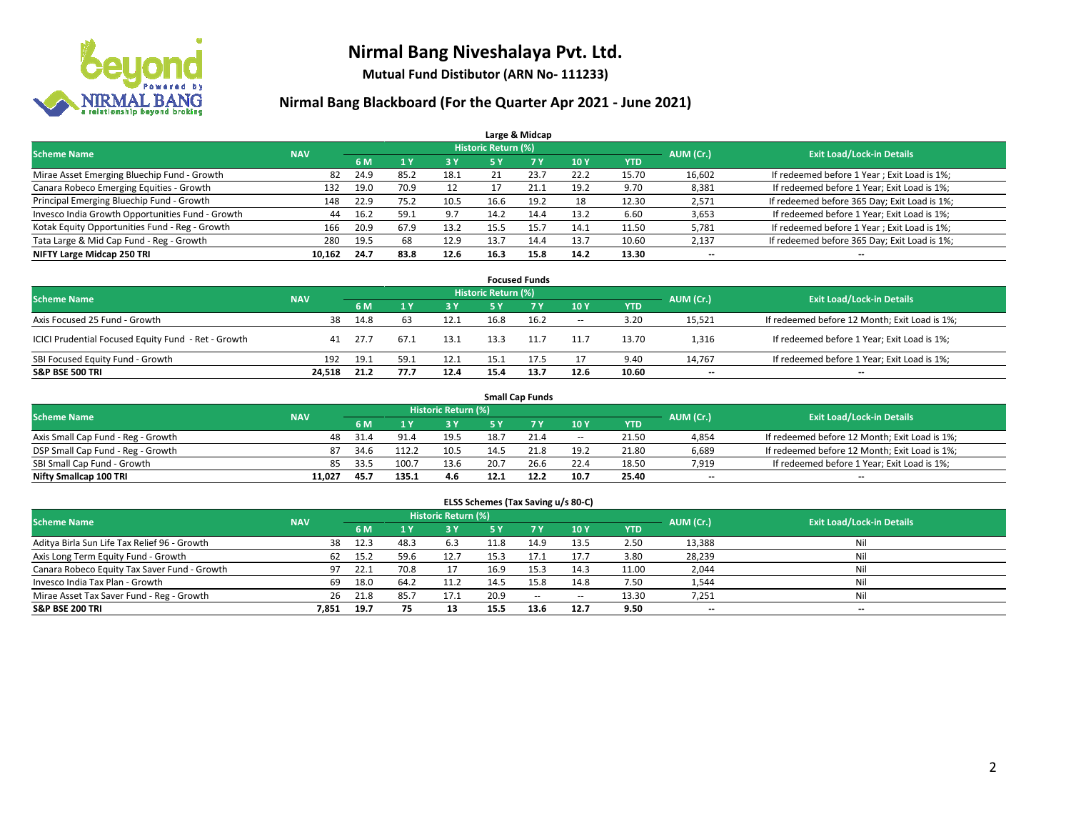# Nirmal Bang Niveshalaya Pvt. Ltd.

**Mutual Fund Distibutor (ARN No- 111233)**

## Nirmal Bang Blackboard (For the Quarter Apr 2021 - June 2021)

### Large & Midcap

| Scheme Name | NAV | Historic Return (%) | | | | | | | AUM (Cr.) | Exit Load/Lock-in Details |
|---|---|---|---|---|---|---|---|---|---|---|
| | | 6 M | 1 Y | 3 Y | 5 Y | 7 Y | 10 Y | YTD | | |
| Mirae Asset Emerging Bluechip Fund - Growth | 82 | 24.9 | 85.2 | 18.1 | 21 | 23.7 | 22.2 | 15.70 | 16,602 | If redeemed before 1 Year ; Exit Load is 1%; |
| Canara Robeco Emerging Equities - Growth | 132 | 19.0 | 70.9 | 12 | 17 | 21.1 | 19.2 | 9.70 | 8,381 | If redeemed before 1 Year; Exit Load is 1%; |
| Principal Emerging Bluechip Fund - Growth | 148 | 22.9 | 75.2 | 10.5 | 16.6 | 19.2 | 18 | 12.30 | 2,571 | If redeemed before 365 Day; Exit Load is 1%; |
| Invesco India Growth Opportunities Fund - Growth | 44 | 16.2 | 59.1 | 9.7 | 14.2 | 14.4 | 13.2 | 6.60 | 3,653 | If redeemed before 1 Year; Exit Load is 1%; |
| Kotak Equity Opportunities Fund - Reg - Growth | 166 | 20.9 | 67.9 | 13.2 | 15.5 | 15.7 | 14.1 | 11.50 | 5,781 | If redeemed before 1 Year ; Exit Load is 1%; |
| Tata Large & Mid Cap Fund - Reg - Growth | 280 | 19.5 | 68 | 12.9 | 13.7 | 14.4 | 13.7 | 10.60 | 2,137 | If redeemed before 365 Day; Exit Load is 1%; |
| **NIFTY Large Midcap 250 TRI** | **10,162** | **24.7** | **83.8** | **12.6** | **16.3** | **15.8** | **14.2** | **13.30** | **--** | **--** |

### Focused Funds

| Scheme Name | NAV | Historic Return (%) | | | | | | | AUM (Cr.) | Exit Load/Lock-in Details |
|---|---|---|---|---|---|---|---|---|---|---|
| | | 6 M | 1 Y | 3 Y | 5 Y | 7 Y | 10 Y | YTD | | |
| Axis Focused 25 Fund - Growth | 38 | 14.8 | 63 | 12.1 | 16.8 | 16.2 | -- | 3.20 | 15,521 | If redeemed before 12 Month; Exit Load is 1%; |
| ICICI Prudential Focused Equity Fund - Ret - Growth | 41 | 27.7 | 67.1 | 13.1 | 13.3 | 11.7 | 11.7 | 13.70 | 1,316 | If redeemed before 1 Year; Exit Load is 1%; |
| SBI Focused Equity Fund - Growth | 192 | 19.1 | 59.1 | 12.1 | 15.1 | 17.5 | 17 | 9.40 | 14,767 | If redeemed before 1 Year; Exit Load is 1%; |
| **S&P BSE 500 TRI** | **24,518** | **21.2** | **77.7** | **12.4** | **15.4** | **13.7** | **12.6** | **10.60** | **--** | **--** |

### Small Cap Funds

| Scheme Name | NAV | Historic Return (%) | | | | | | | AUM (Cr.) | Exit Load/Lock-in Details |
|---|---|---|---|---|---|---|---|---|---|---|
| | | 6 M | 1 Y | 3 Y | 5 Y | 7 Y | 10 Y | YTD | | |
| Axis Small Cap Fund - Reg - Growth | 48 | 31.4 | 91.4 | 19.5 | 18.7 | 21.4 | -- | 21.50 | 4,854 | If redeemed before 12 Month; Exit Load is 1%; |
| DSP Small Cap Fund - Reg - Growth | 87 | 34.6 | 112.2 | 10.5 | 14.5 | 21.8 | 19.2 | 21.80 | 6,689 | If redeemed before 12 Month; Exit Load is 1%; |
| SBI Small Cap Fund - Growth | 85 | 33.5 | 100.7 | 13.6 | 20.7 | 26.6 | 22.4 | 18.50 | 7,919 | If redeemed before 1 Year; Exit Load is 1%; |
| **Nifty Smallcap 100 TRI** | **11,027** | **45.7** | **135.1** | **4.6** | **12.1** | **12.2** | **10.7** | **25.40** | **--** | **--** |

### ELSS Schemes (Tax Saving u/s 80-C)

| Scheme Name | NAV | Historic Return (%) | | | | | | | AUM (Cr.) | Exit Load/Lock-in Details |
|---|---|---|---|---|---|---|---|---|---|---|
| | | 6 M | 1 Y | 3 Y | 5 Y | 7 Y | 10 Y | YTD | | |
| Aditya Birla Sun Life Tax Relief 96 - Growth | 38 | 12.3 | 48.3 | 6.3 | 11.8 | 14.9 | 13.5 | 2.50 | 13,388 | Nil |
| Axis Long Term Equity Fund - Growth | 62 | 15.2 | 59.6 | 12.7 | 15.3 | 17.1 | 17.7 | 3.80 | 28,239 | Nil |
| Canara Robeco Equity Tax Saver Fund - Growth | 97 | 22.1 | 70.8 | 17 | 16.9 | 15.3 | 14.3 | 11.00 | 2,044 | Nil |
| Invesco India Tax Plan - Growth | 69 | 18.0 | 64.2 | 11.2 | 14.5 | 15.8 | 14.8 | 7.50 | 1,544 | Nil |
| Mirae Asset Tax Saver Fund - Reg - Growth | 26 | 21.8 | 85.7 | 17.1 | 20.9 | -- | -- | 13.30 | 7,251 | Nil |
| **S&P BSE 200 TRI** | **7,851** | **19.7** | **75** | **13** | **15.5** | **13.6** | **12.7** | **9.50** | **--** | **--** |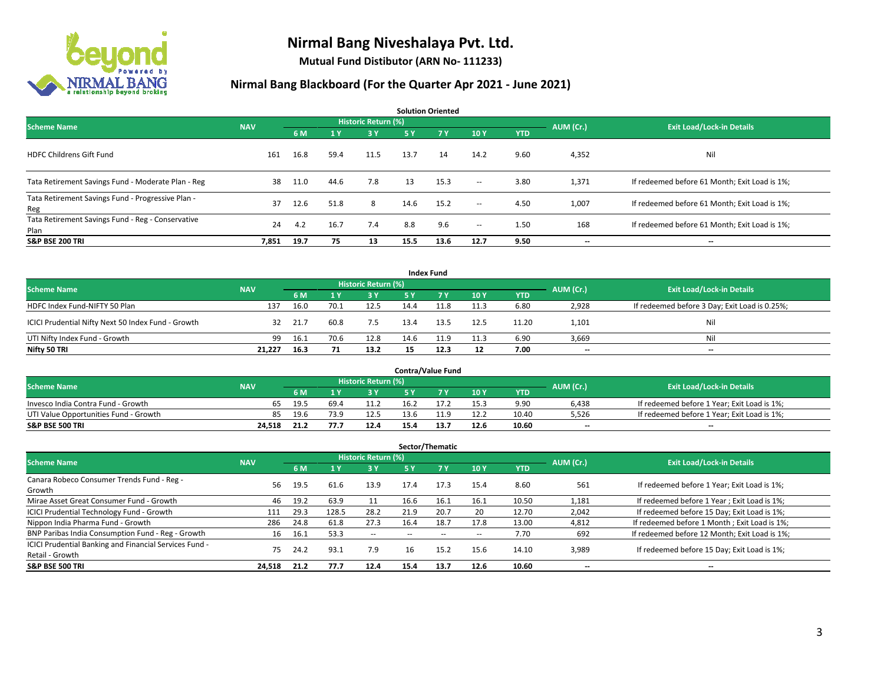# Nirmal Bang Niveshalaya Pvt. Ltd.

**Mutual Fund Distibutor (ARN No- 111233)**

## Nirmal Bang Blackboard (For the Quarter Apr 2021 - June 2021)

### Solution Oriented

| Scheme Name | NAV | Historic Return (%) | | | | | | | AUM (Cr.) | Exit Load/Lock-in Details |
|---|---|---|---|---|---|---|---|---|---|---|
| | | 6 M | 1 Y | 3 Y | 5 Y | 7 Y | 10 Y | YTD | | |
| HDFC Childrens Gift Fund | 161 | 16.8 | 59.4 | 11.5 | 13.7 | 14 | 14.2 | 9.60 | 4,352 | Nil |
| Tata Retirement Savings Fund - Moderate Plan - Reg | 38 | 11.0 | 44.6 | 7.8 | 13 | 15.3 | -- | 3.80 | 1,371 | If redeemed before 61 Month; Exit Load is 1%; |
| Tata Retirement Savings Fund - Progressive Plan - Reg | 37 | 12.6 | 51.8 | 8 | 14.6 | 15.2 | -- | 4.50 | 1,007 | If redeemed before 61 Month; Exit Load is 1%; |
| Tata Retirement Savings Fund - Reg - Conservative Plan | 24 | 4.2 | 16.7 | 7.4 | 8.8 | 9.6 | -- | 1.50 | 168 | If redeemed before 61 Month; Exit Load is 1%; |
| **S&P BSE 200 TRI** | **7,851** | **19.7** | **75** | **13** | **15.5** | **13.6** | **12.7** | **9.50** | **--** | **--** |

### Index Fund

| Scheme Name | NAV | Historic Return (%) | | | | | | | AUM (Cr.) | Exit Load/Lock-in Details |
|---|---|---|---|---|---|---|---|---|---|---|
| | | 6 M | 1 Y | 3 Y | 5 Y | 7 Y | 10 Y | YTD | | |
| HDFC Index Fund-NIFTY 50 Plan | 137 | 16.0 | 70.1 | 12.5 | 14.4 | 11.8 | 11.3 | 6.80 | 2,928 | If redeemed before 3 Day; Exit Load is 0.25%; |
| ICICI Prudential Nifty Next 50 Index Fund - Growth | 32 | 21.7 | 60.8 | 7.5 | 13.4 | 13.5 | 12.5 | 11.20 | 1,101 | Nil |
| UTI Nifty Index Fund - Growth | 99 | 16.1 | 70.6 | 12.8 | 14.6 | 11.9 | 11.3 | 6.90 | 3,669 | Nil |
| **Nifty 50 TRI** | **21,227** | **16.3** | **71** | **13.2** | **15** | **12.3** | **12** | **7.00** | **--** | **--** |

### Contra/Value Fund

| Scheme Name | NAV | Historic Return (%) | | | | | | | AUM (Cr.) | Exit Load/Lock-in Details |
|---|---|---|---|---|---|---|---|---|---|---|
| | | 6 M | 1 Y | 3 Y | 5 Y | 7 Y | 10 Y | YTD | | |
| Invesco India Contra Fund - Growth | 65 | 19.5 | 69.4 | 11.2 | 16.2 | 17.2 | 15.3 | 9.90 | 6,438 | If redeemed before 1 Year; Exit Load is 1%; |
| UTI Value Opportunities Fund - Growth | 85 | 19.6 | 73.9 | 12.5 | 13.6 | 11.9 | 12.2 | 10.40 | 5,526 | If redeemed before 1 Year; Exit Load is 1%; |
| **S&P BSE 500 TRI** | **24,518** | **21.2** | **77.7** | **12.4** | **15.4** | **13.7** | **12.6** | **10.60** | **--** | **--** |

### Sector/Thematic

| Scheme Name | NAV | Historic Return (%) | | | | | | | AUM (Cr.) | Exit Load/Lock-in Details |
|---|---|---|---|---|---|---|---|---|---|---|
| | | 6 M | 1 Y | 3 Y | 5 Y | 7 Y | 10 Y | YTD | | |
| Canara Robeco Consumer Trends Fund - Reg - Growth | 56 | 19.5 | 61.6 | 13.9 | 17.4 | 17.3 | 15.4 | 8.60 | 561 | If redeemed before 1 Year; Exit Load is 1%; |
| Mirae Asset Great Consumer Fund - Growth | 46 | 19.2 | 63.9 | 11 | 16.6 | 16.1 | 16.1 | 10.50 | 1,181 | If redeemed before 1 Year ; Exit Load is 1%; |
| ICICI Prudential Technology Fund - Growth | 111 | 29.3 | 128.5 | 28.2 | 21.9 | 20.7 | 20 | 12.70 | 2,042 | If redeemed before 15 Day; Exit Load is 1%; |
| Nippon India Pharma Fund - Growth | 286 | 24.8 | 61.8 | 27.3 | 16.4 | 18.7 | 17.8 | 13.00 | 4,812 | If redeemed before 1 Month ; Exit Load is 1%; |
| BNP Paribas India Consumption Fund - Reg - Growth | 16 | 16.1 | 53.3 | -- | -- | -- | -- | 7.70 | 692 | If redeemed before 12 Month; Exit Load is 1%; |
| ICICI Prudential Banking and Financial Services Fund - Retail - Growth | 75 | 24.2 | 93.1 | 7.9 | 16 | 15.2 | 15.6 | 14.10 | 3,989 | If redeemed before 15 Day; Exit Load is 1%; |
| **S&P BSE 500 TRI** | **24,518** | **21.2** | **77.7** | **12.4** | **15.4** | **13.7** | **12.6** | **10.60** | **--** | **--** |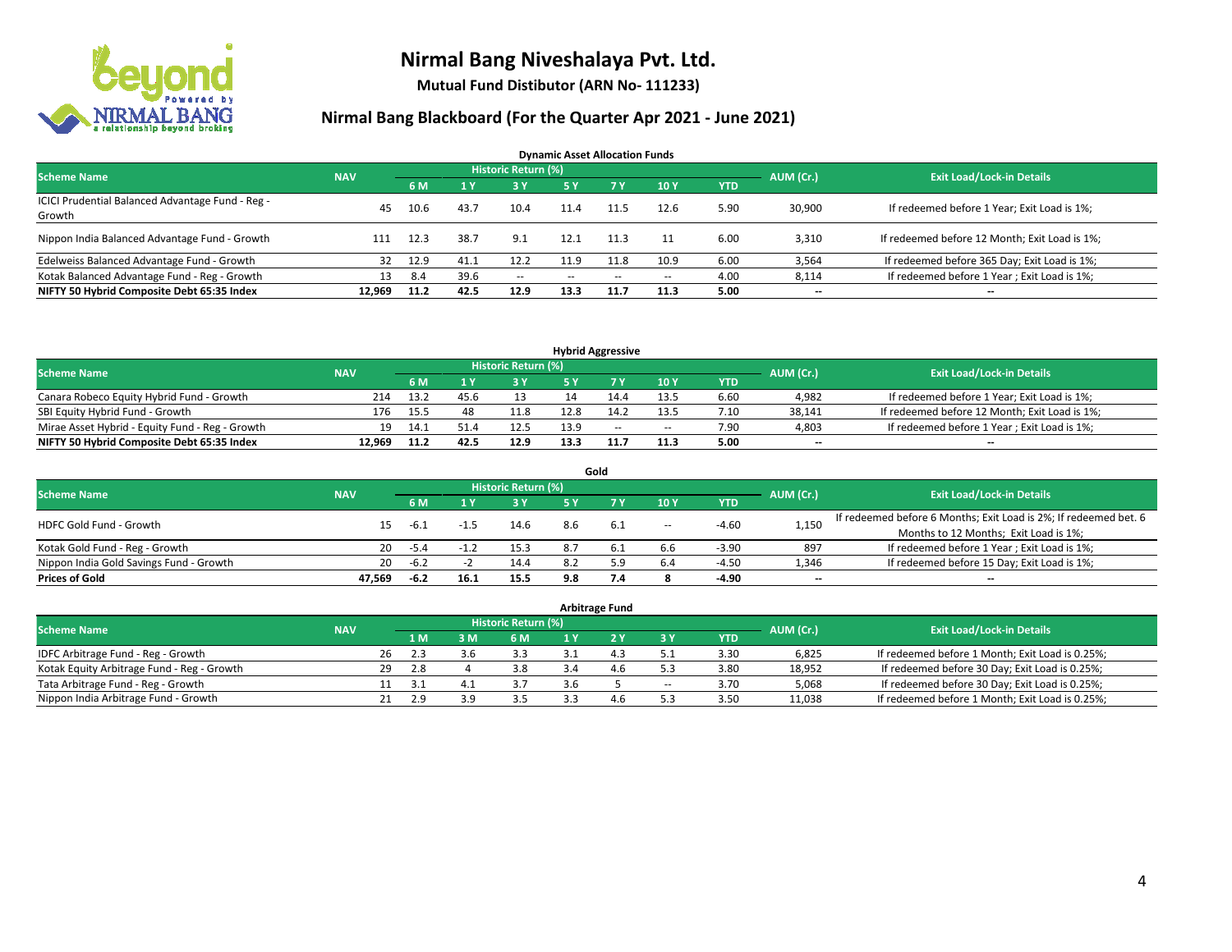# Nirmal Bang Niveshalaya Pvt. Ltd.

**Mutual Fund Distibutor (ARN No- 111233)**

## Nirmal Bang Blackboard (For the Quarter Apr 2021 - June 2021)

### Dynamic Asset Allocation Funds

| Scheme Name | NAV | Historic Return (%) | | | | | | | AUM (Cr.) | Exit Load/Lock-in Details |
|---|---|---|---|---|---|---|---|---|---|---|
| | | 6 M | 1 Y | 3 Y | 5 Y | 7 Y | 10 Y | YTD | | |
| ICICI Prudential Balanced Advantage Fund - Reg - Growth | 45 | 10.6 | 43.7 | 10.4 | 11.4 | 11.5 | 12.6 | 5.90 | 30,900 | If redeemed before 1 Year; Exit Load is 1%; |
| Nippon India Balanced Advantage Fund - Growth | 111 | 12.3 | 38.7 | 9.1 | 12.1 | 11.3 | 11 | 6.00 | 3,310 | If redeemed before 12 Month; Exit Load is 1%; |
| Edelweiss Balanced Advantage Fund - Growth | 32 | 12.9 | 41.1 | 12.2 | 11.9 | 11.8 | 10.9 | 6.00 | 3,564 | If redeemed before 365 Day; Exit Load is 1%; |
| Kotak Balanced Advantage Fund - Reg - Growth | 13 | 8.4 | 39.6 | -- | -- | -- | -- | 4.00 | 8,114 | If redeemed before 1 Year ; Exit Load is 1%; |
| **NIFTY 50 Hybrid Composite Debt 65:35 Index** | **12,969** | **11.2** | **42.5** | **12.9** | **13.3** | **11.7** | **11.3** | **5.00** | **--** | **--** |

### Hybrid Aggressive

| Scheme Name | NAV | Historic Return (%) | | | | | | | AUM (Cr.) | Exit Load/Lock-in Details |
|---|---|---|---|---|---|---|---|---|---|---|
| | | 6 M | 1 Y | 3 Y | 5 Y | 7 Y | 10 Y | YTD | | |
| Canara Robeco Equity Hybrid Fund - Growth | 214 | 13.2 | 45.6 | 13 | 14 | 14.4 | 13.5 | 6.60 | 4,982 | If redeemed before 1 Year; Exit Load is 1%; |
| SBI Equity Hybrid Fund - Growth | 176 | 15.5 | 48 | 11.8 | 12.8 | 14.2 | 13.5 | 7.10 | 38,141 | If redeemed before 12 Month; Exit Load is 1%; |
| Mirae Asset Hybrid - Equity Fund - Reg - Growth | 19 | 14.1 | 51.4 | 12.5 | 13.9 | -- | -- | 7.90 | 4,803 | If redeemed before 1 Year ; Exit Load is 1%; |
| **NIFTY 50 Hybrid Composite Debt 65:35 Index** | **12,969** | **11.2** | **42.5** | **12.9** | **13.3** | **11.7** | **11.3** | **5.00** | **--** | **--** |

### Gold

| Scheme Name | NAV | Historic Return (%) | | | | | | | AUM (Cr.) | Exit Load/Lock-in Details |
|---|---|---|---|---|---|---|---|---|---|---|
| | | 6 M | 1 Y | 3 Y | 5 Y | 7 Y | 10 Y | YTD | | |
| HDFC Gold Fund - Growth | 15 | -6.1 | -1.5 | 14.6 | 8.6 | 6.1 | -- | -4.60 | 1,150 | If redeemed before 6 Months; Exit Load is 2%; If redeemed bet. 6 Months to 12 Months; Exit Load is 1%; |
| Kotak Gold Fund - Reg - Growth | 20 | -5.4 | -1.2 | 15.3 | 8.7 | 6.1 | 6.6 | -3.90 | 897 | If redeemed before 1 Year ; Exit Load is 1%; |
| Nippon India Gold Savings Fund - Growth | 20 | -6.2 | -2 | 14.4 | 8.2 | 5.9 | 6.4 | -4.50 | 1,346 | If redeemed before 15 Day; Exit Load is 1%; |
| **Prices of Gold** | **47,569** | **-6.2** | **16.1** | **15.5** | **9.8** | **7.4** | **8** | **-4.90** | **--** | **--** |

### Arbitrage Fund

| Scheme Name | NAV | Historic Return (%) | | | | | | | AUM (Cr.) | Exit Load/Lock-in Details |
|---|---|---|---|---|---|---|---|---|---|---|
| | | 1 M | 3 M | 6 M | 1 Y | 2 Y | 3 Y | YTD | | |
| IDFC Arbitrage Fund - Reg - Growth | 26 | 2.3 | 3.6 | 3.3 | 3.1 | 4.3 | 5.1 | 3.30 | 6,825 | If redeemed before 1 Month; Exit Load is 0.25%; |
| Kotak Equity Arbitrage Fund - Reg - Growth | 29 | 2.8 | 4 | 3.8 | 3.4 | 4.6 | 5.3 | 3.80 | 18,952 | If redeemed before 30 Day; Exit Load is 0.25%; |
| Tata Arbitrage Fund - Reg - Growth | 11 | 3.1 | 4.1 | 3.7 | 3.6 | 5 | -- | 3.70 | 5,068 | If redeemed before 30 Day; Exit Load is 0.25%; |
| Nippon India Arbitrage Fund - Growth | 21 | 2.9 | 3.9 | 3.5 | 3.3 | 4.6 | 5.3 | 3.50 | 11,038 | If redeemed before 1 Month; Exit Load is 0.25%; |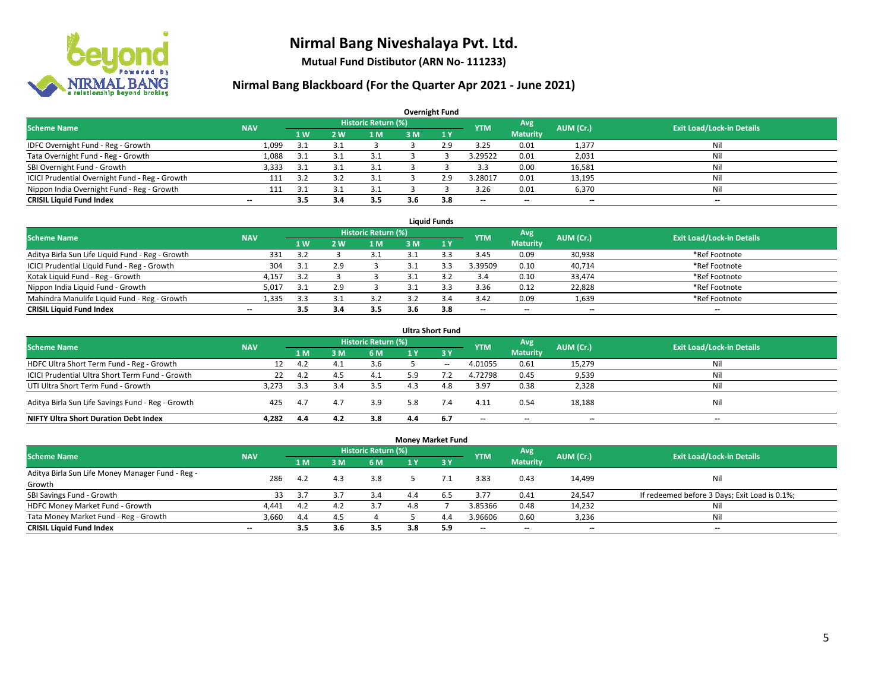# Nirmal Bang Niveshalaya Pvt. Ltd.

**Mutual Fund Distibutor (ARN No- 111233)**

## Nirmal Bang Blackboard (For the Quarter Apr 2021 - June 2021)

### Overnight Fund

| Scheme Name | NAV | Historic Return (%) | | | | | YTM | Avg Maturity | AUM (Cr.) | Exit Load/Lock-in Details |
|---|---|---|---|---|---|---|---|---|---|---|
| | | 1 W | 2 W | 1 M | 3 M | 1 Y | | | | |
| IDFC Overnight Fund - Reg - Growth | 1,099 | 3.1 | 3.1 | 3 | 3 | 2.9 | 3.25 | 0.01 | 1,377 | Nil |
| Tata Overnight Fund - Reg - Growth | 1,088 | 3.1 | 3.1 | 3.1 | 3 | 3 | 3.29522 | 0.01 | 2,031 | Nil |
| SBI Overnight Fund - Growth | 3,333 | 3.1 | 3.1 | 3.1 | 3 | 3 | 3.3 | 0.00 | 16,581 | Nil |
| ICICI Prudential Overnight Fund - Reg - Growth | 111 | 3.2 | 3.2 | 3.1 | 3 | 2.9 | 3.28017 | 0.01 | 13,195 | Nil |
| Nippon India Overnight Fund - Reg - Growth | 111 | 3.1 | 3.1 | 3.1 | 3 | 3 | 3.26 | 0.01 | 6,370 | Nil |
| **CRISIL Liquid Fund Index** | -- | **3.5** | **3.4** | **3.5** | **3.6** | **3.8** | -- | -- | -- | -- |

### Liquid Funds

| Scheme Name | NAV | Historic Return (%) | | | | | YTM | Avg Maturity | AUM (Cr.) | Exit Load/Lock-in Details |
|---|---|---|---|---|---|---|---|---|---|---|
| | | 1 W | 2 W | 1 M | 3 M | 1 Y | | | | |
| Aditya Birla Sun Life Liquid Fund - Reg - Growth | 331 | 3.2 | 3 | 3.1 | 3.1 | 3.3 | 3.45 | 0.09 | 30,938 | *Ref Footnote |
| ICICI Prudential Liquid Fund - Reg - Growth | 304 | 3.1 | 2.9 | 3 | 3.1 | 3.3 | 3.39509 | 0.10 | 40,714 | *Ref Footnote |
| Kotak Liquid Fund - Reg - Growth | 4,157 | 3.2 | 3 | 3 | 3.1 | 3.2 | 3.4 | 0.10 | 33,474 | *Ref Footnote |
| Nippon India Liquid Fund - Growth | 5,017 | 3.1 | 2.9 | 3 | 3.1 | 3.3 | 3.36 | 0.12 | 22,828 | *Ref Footnote |
| Mahindra Manulife Liquid Fund - Reg - Growth | 1,335 | 3.3 | 3.1 | 3.2 | 3.2 | 3.4 | 3.42 | 0.09 | 1,639 | *Ref Footnote |
| **CRISIL Liquid Fund Index** | -- | **3.5** | **3.4** | **3.5** | **3.6** | **3.8** | -- | -- | -- | -- |

### Ultra Short Fund

| Scheme Name | NAV | Historic Return (%) | | | | | YTM | Avg Maturity | AUM (Cr.) | Exit Load/Lock-in Details |
|---|---|---|---|---|---|---|---|---|---|---|
| | | 1 M | 3 M | 6 M | 1 Y | 3 Y | | | | |
| HDFC Ultra Short Term Fund - Reg - Growth | 12 | 4.2 | 4.1 | 3.6 | 5 | -- | 4.01055 | 0.61 | 15,279 | Nil |
| ICICI Prudential Ultra Short Term Fund - Growth | 22 | 4.2 | 4.5 | 4.1 | 5.9 | 7.2 | 4.72798 | 0.45 | 9,539 | Nil |
| UTI Ultra Short Term Fund - Growth | 3,273 | 3.3 | 3.4 | 3.5 | 4.3 | 4.8 | 3.97 | 0.38 | 2,328 | Nil |
| Aditya Birla Sun Life Savings Fund - Reg - Growth | 425 | 4.7 | 4.7 | 3.9 | 5.8 | 7.4 | 4.11 | 0.54 | 18,188 | Nil |
| **NIFTY Ultra Short Duration Debt Index** | **4,282** | **4.4** | **4.2** | **3.8** | **4.4** | **6.7** | -- | -- | -- | -- |

### Money Market Fund

| Scheme Name | NAV | Historic Return (%) | | | | | YTM | Avg Maturity | AUM (Cr.) | Exit Load/Lock-in Details |
|---|---|---|---|---|---|---|---|---|---|---|
| | | 1 M | 3 M | 6 M | 1 Y | 3 Y | | | | |
| Aditya Birla Sun Life Money Manager Fund - Reg - Growth | 286 | 4.2 | 4.3 | 3.8 | 5 | 7.1 | 3.83 | 0.43 | 14,499 | Nil |
| SBI Savings Fund - Growth | 33 | 3.7 | 3.7 | 3.4 | 4.4 | 6.5 | 3.77 | 0.41 | 24,547 | If redeemed before 3 Days; Exit Load is 0.1%; |
| HDFC Money Market Fund - Growth | 4,441 | 4.2 | 4.2 | 3.7 | 4.8 | 7 | 3.85366 | 0.48 | 14,232 | Nil |
| Tata Money Market Fund - Reg - Growth | 3,660 | 4.4 | 4.5 | 4 | 5 | 4.4 | 3.96606 | 0.60 | 3,236 | Nil |
| **CRISIL Liquid Fund Index** | -- | **3.5** | **3.6** | **3.5** | **3.8** | **5.9** | -- | -- | -- | -- |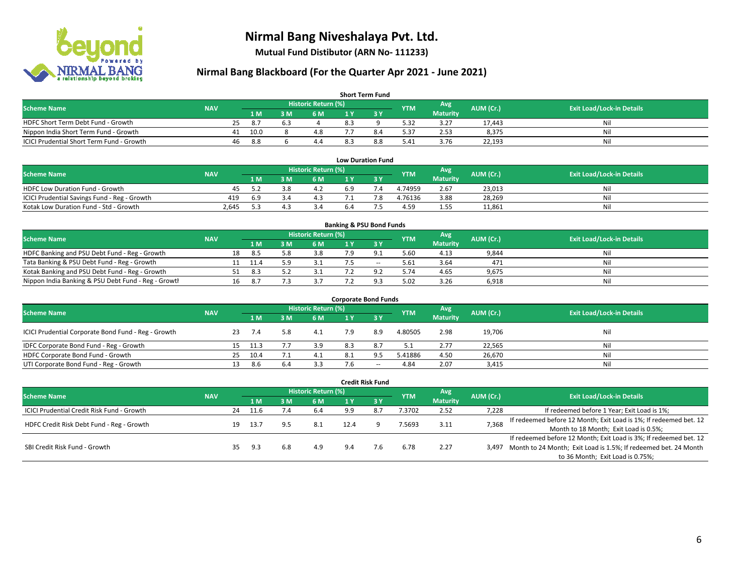# Nirmal Bang Niveshalaya Pvt. Ltd.

**Mutual Fund Distibutor (ARN No- 111233)**

## Nirmal Bang Blackboard (For the Quarter Apr 2021 - June 2021)

### Short Term Fund

| Scheme Name | NAV | Historic Return (%) | | | | | YTM | Avg Maturity | AUM (Cr.) | Exit Load/Lock-in Details |
|---|---|---|---|---|---|---|---|---|---|---|
| | | 1 M | 3 M | 6 M | 1 Y | 3 Y | | | | |
| HDFC Short Term Debt Fund - Growth | 25 | 8.7 | 6.3 | 4 | 8.3 | 9 | 5.32 | 3.27 | 17,443 | Nil |
| Nippon India Short Term Fund - Growth | 41 | 10.0 | 8 | 4.8 | 7.7 | 8.4 | 5.37 | 2.53 | 8,375 | Nil |
| ICICI Prudential Short Term Fund - Growth | 46 | 8.8 | 6 | 4.4 | 8.3 | 8.8 | 5.41 | 3.76 | 22,193 | Nil |

### Low Duration Fund

| Scheme Name | NAV | Historic Return (%) | | | | | YTM | Avg Maturity | AUM (Cr.) | Exit Load/Lock-in Details |
|---|---|---|---|---|---|---|---|---|---|---|
| | | 1 M | 3 M | 6 M | 1 Y | 3 Y | | | | |
| HDFC Low Duration Fund - Growth | 45 | 5.2 | 3.8 | 4.2 | 6.9 | 7.4 | 4.74959 | 2.67 | 23,013 | Nil |
| ICICI Prudential Savings Fund - Reg - Growth | 419 | 6.9 | 3.4 | 4.3 | 7.1 | 7.8 | 4.76136 | 3.88 | 28,269 | Nil |
| Kotak Low Duration Fund - Std - Growth | 2,645 | 5.3 | 4.3 | 3.4 | 6.4 | 7.5 | 4.59 | 1.55 | 11,861 | Nil |

### Banking & PSU Bond Funds

| Scheme Name | NAV | Historic Return (%) | | | | | YTM | Avg Maturity | AUM (Cr.) | Exit Load/Lock-in Details |
|---|---|---|---|---|---|---|---|---|---|---|
| | | 1 M | 3 M | 6 M | 1 Y | 3 Y | | | | |
| HDFC Banking and PSU Debt Fund - Reg - Growth | 18 | 8.5 | 5.8 | 3.8 | 7.9 | 9.1 | 5.60 | 4.13 | 9,844 | Nil |
| Tata Banking & PSU Debt Fund - Reg - Growth | 11 | 11.4 | 5.9 | 3.1 | 7.5 | -- | 5.61 | 3.64 | 471 | Nil |
| Kotak Banking and PSU Debt Fund - Reg - Growth | 51 | 8.3 | 5.2 | 3.1 | 7.2 | 9.2 | 5.74 | 4.65 | 9,675 | Nil |
| Nippon India Banking & PSU Debt Fund - Reg - Growth | 16 | 8.7 | 7.3 | 3.7 | 7.2 | 9.3 | 5.02 | 3.26 | 6,918 | Nil |

### Corporate Bond Funds

| Scheme Name | NAV | Historic Return (%) | | | | | YTM | Avg Maturity | AUM (Cr.) | Exit Load/Lock-in Details |
|---|---|---|---|---|---|---|---|---|---|---|
| | | 1 M | 3 M | 6 M | 1 Y | 3 Y | | | | |
| ICICI Prudential Corporate Bond Fund - Reg - Growth | 23 | 7.4 | 5.8 | 4.1 | 7.9 | 8.9 | 4.80505 | 2.98 | 19,706 | Nil |
| IDFC Corporate Bond Fund - Reg - Growth | 15 | 11.3 | 7.7 | 3.9 | 8.3 | 8.7 | 5.1 | 2.77 | 22,565 | Nil |
| HDFC Corporate Bond Fund - Growth | 25 | 10.4 | 7.1 | 4.1 | 8.1 | 9.5 | 5.41886 | 4.50 | 26,670 | Nil |
| UTI Corporate Bond Fund - Reg - Growth | 13 | 8.6 | 6.4 | 3.3 | 7.6 | -- | 4.84 | 2.07 | 3,415 | Nil |

### Credit Risk Fund

| Scheme Name | NAV | Historic Return (%) | | | | | YTM | Avg Maturity | AUM (Cr.) | Exit Load/Lock-in Details |
|---|---|---|---|---|---|---|---|---|---|---|
| | | 1 M | 3 M | 6 M | 1 Y | 3 Y | | | | |
| ICICI Prudential Credit Risk Fund - Growth | 24 | 11.6 | 7.4 | 6.4 | 9.9 | 8.7 | 7.3702 | 2.52 | 7,228 | If redeemed before 1 Year; Exit Load is 1%; |
| HDFC Credit Risk Debt Fund - Reg - Growth | 19 | 13.7 | 9.5 | 8.1 | 12.4 | 9 | 7.5693 | 3.11 | 7,368 | If redeemed before 12 Month; Exit Load is 1%; If redeemed bet. 12 Month to 18 Month; Exit Load is 0.5%; |
| SBI Credit Risk Fund - Growth | 35 | 9.3 | 6.8 | 4.9 | 9.4 | 7.6 | 6.78 | 2.27 | 3,497 | If redeemed before 12 Month; Exit Load is 3%; If redeemed bet. 12 Month to 24 Month; Exit Load is 1.5%; If redeemed bet. 24 Month to 36 Month; Exit Load is 0.75%; |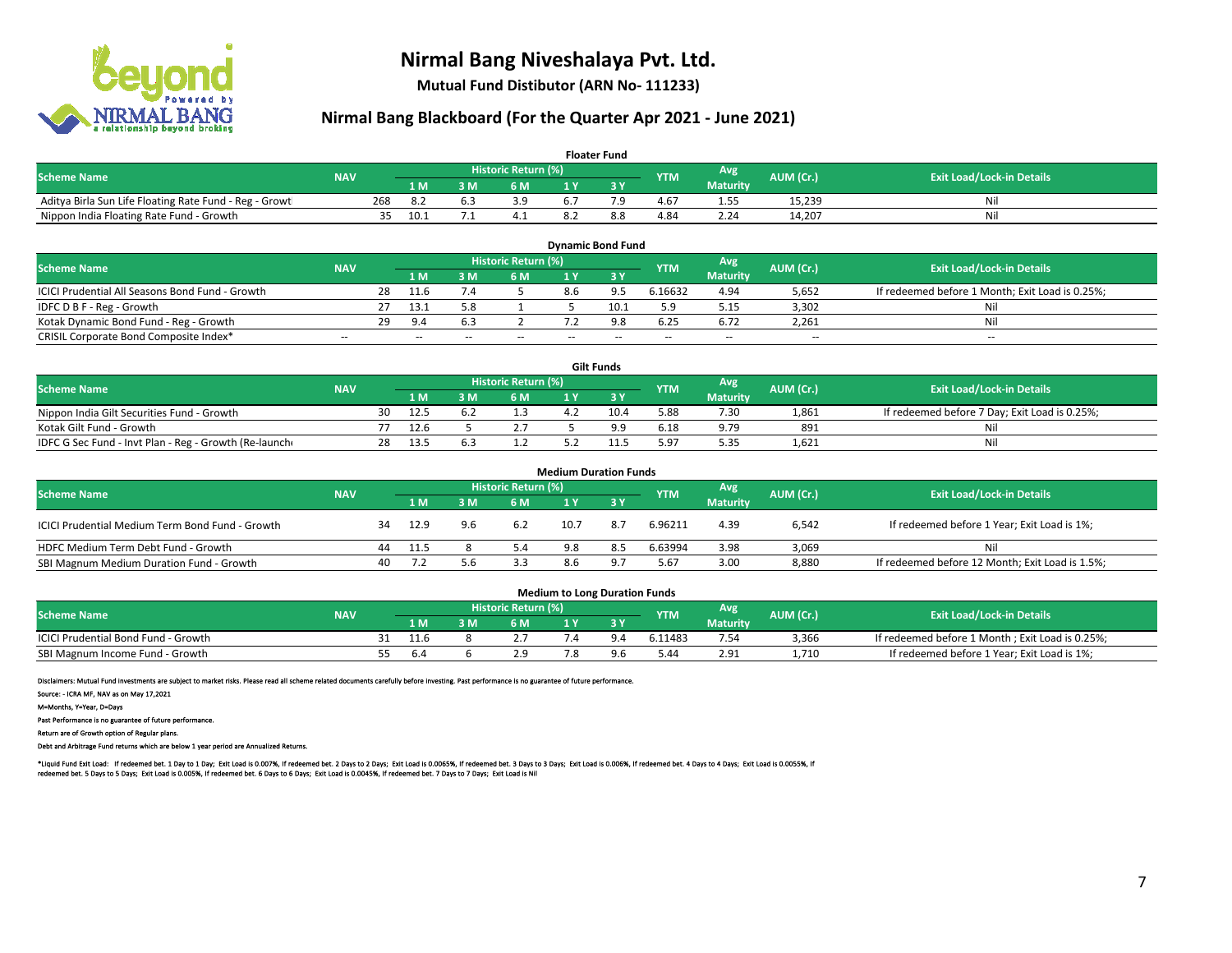# Nirmal Bang Niveshalaya Pvt. Ltd.

**Mutual Fund Distibutor (ARN No- 111233)**

## Nirmal Bang Blackboard (For the Quarter Apr 2021 - June 2021)

### Floater Fund

| Scheme Name | NAV | Historic Return (%) | | | | | YTM | Avg Maturity | AUM (Cr.) | Exit Load/Lock-in Details |
|---|---|---|---|---|---|---|---|---|---|---|
| | | 1 M | 3 M | 6 M | 1 Y | 3 Y | | | | |
| Aditya Birla Sun Life Floating Rate Fund - Reg - Growt | 268 | 8.2 | 6.3 | 3.9 | 6.7 | 7.9 | 4.67 | 1.55 | 15,239 | Nil |
| Nippon India Floating Rate Fund - Growth | 35 | 10.1 | 7.1 | 4.1 | 8.2 | 8.8 | 4.84 | 2.24 | 14,207 | Nil |

### Dynamic Bond Fund

| Scheme Name | NAV | Historic Return (%) | | | | | YTM | Avg Maturity | AUM (Cr.) | Exit Load/Lock-in Details |
|---|---|---|---|---|---|---|---|---|---|---|
| | | 1 M | 3 M | 6 M | 1 Y | 3 Y | | | | |
| ICICI Prudential All Seasons Bond Fund - Growth | 28 | 11.6 | 7.4 | 5 | 8.6 | 9.5 | 6.16632 | 4.94 | 5,652 | If redeemed before 1 Month; Exit Load is 0.25%; |
| IDFC D B F - Reg - Growth | 27 | 13.1 | 5.8 | 1 | 5 | 10.1 | 5.9 | 5.15 | 3,302 | Nil |
| Kotak Dynamic Bond Fund - Reg - Growth | 29 | 9.4 | 6.3 | 2 | 7.2 | 9.8 | 6.25 | 6.72 | 2,261 | Nil |
| CRISIL Corporate Bond Composite Index* | -- | -- | -- | -- | -- | -- | -- | -- | -- | -- |

### Gilt Funds

| Scheme Name | NAV | Historic Return (%) | | | | | YTM | Avg Maturity | AUM (Cr.) | Exit Load/Lock-in Details |
|---|---|---|---|---|---|---|---|---|---|---|
| | | 1 M | 3 M | 6 M | 1 Y | 3 Y | | | | |
| Nippon India Gilt Securities Fund - Growth | 30 | 12.5 | 6.2 | 1.3 | 4.2 | 10.4 | 5.88 | 7.30 | 1,861 | If redeemed before 7 Day; Exit Load is 0.25%; |
| Kotak Gilt Fund - Growth | 77 | 12.6 | 5 | 2.7 | 5 | 9.9 | 6.18 | 9.79 | 891 | Nil |
| IDFC G Sec Fund - Invt Plan - Reg - Growth (Re-launch | 28 | 13.5 | 6.3 | 1.2 | 5.2 | 11.5 | 5.97 | 5.35 | 1,621 | Nil |

### Medium Duration Funds

| Scheme Name | NAV | Historic Return (%) | | | | | YTM | Avg Maturity | AUM (Cr.) | Exit Load/Lock-in Details |
|---|---|---|---|---|---|---|---|---|---|---|
| | | 1 M | 3 M | 6 M | 1 Y | 3 Y | | | | |
| ICICI Prudential Medium Term Bond Fund - Growth | 34 | 12.9 | 9.6 | 6.2 | 10.7 | 8.7 | 6.96211 | 4.39 | 6,542 | If redeemed before 1 Year; Exit Load is 1%; |
| HDFC Medium Term Debt Fund - Growth | 44 | 11.5 | 8 | 5.4 | 9.8 | 8.5 | 6.63994 | 3.98 | 3,069 | Nil |
| SBI Magnum Medium Duration Fund - Growth | 40 | 7.2 | 5.6 | 3.3 | 8.6 | 9.7 | 5.67 | 3.00 | 8,880 | If redeemed before 12 Month; Exit Load is 1.5%; |

### Medium to Long Duration Funds

| Scheme Name | NAV | Historic Return (%) | | | | | YTM | Avg Maturity | AUM (Cr.) | Exit Load/Lock-in Details |
|---|---|---|---|---|---|---|---|---|---|---|
| | | 1 M | 3 M | 6 M | 1 Y | 3 Y | | | | |
| ICICI Prudential Bond Fund - Growth | 31 | 11.6 | 8 | 2.7 | 7.4 | 9.4 | 6.11483 | 7.54 | 3,366 | If redeemed before 1 Month ; Exit Load is 0.25%; |
| SBI Magnum Income Fund - Growth | 55 | 6.4 | 6 | 2.9 | 7.8 | 9.6 | 5.44 | 2.91 | 1,710 | If redeemed before 1 Year; Exit Load is 1%; |

Disclaimers: Mutual Fund investments are subject to market risks. Please read all scheme related documents carefully before investing. Past performance is no guarantee of future performance.

Source: - ICRA MF, NAV as on May 17,2021

M=Months, Y=Year, D=Days

Past Performance is no guarantee of future performance.

Return are of Growth option of Regular plans.

Debt and Arbitrage Fund returns which are below 1 year period are Annualized Returns.

*Liquid Fund Exit Load: If redeemed bet. 1 Day to 1 Day; Exit Load is 0.007%, If redeemed bet. 2 Days to 2 Days; Exit Load is 0.0065%, If redeemed bet. 3 Days to 3 Days; Exit Load is 0.006%, If redeemed bet. 4 Days to 4 Days; Exit Load is 0.0055%, If redeemed bet. 5 Days to 5 Days; Exit Load is 0.005%, If redeemed bet. 6 Days to 6 Days; Exit Load is 0.0045%, If redeemed bet. 7 Days to 7 Days; Exit Load is Nil